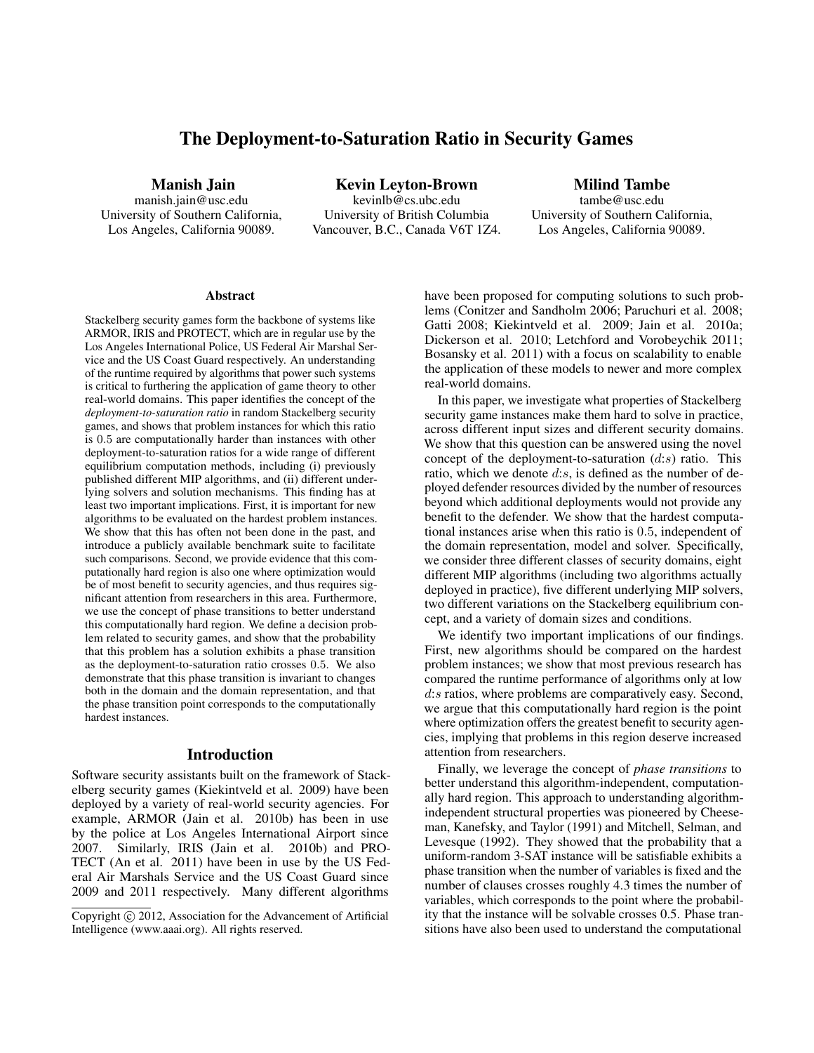# The Deployment-to-Saturation Ratio in Security Games

**Manish Jain**
manish.jain@usc.edu
University of Southern California,
Los Angeles, California 90089.

**Kevin Leyton-Brown**
kevinlb@cs.ubc.edu
University of British Columbia
Vancouver, B.C., Canada V6T 1Z4.

**Milind Tambe**
tambe@usc.edu
University of Southern California,
Los Angeles, California 90089.

### Abstract

Stackelberg security games form the backbone of systems like ARMOR, IRIS and PROTECT, which are in regular use by the Los Angeles International Police, US Federal Air Marshal Service and the US Coast Guard respectively. An understanding of the runtime required by algorithms that power such systems is critical to furthering the application of game theory to other real-world domains. This paper identifies the concept of the *deployment-to-saturation ratio* in random Stackelberg security games, and shows that problem instances for which this ratio is $0.5$ are computationally harder than instances with other deployment-to-saturation ratios for a wide range of different equilibrium computation methods, including (i) previously published different MIP algorithms, and (ii) different underlying solvers and solution mechanisms. This finding has at least two important implications. First, it is important for new algorithms to be evaluated on the hardest problem instances. We show that this has often not been done in the past, and introduce a publicly available benchmark suite to facilitate such comparisons. Second, we provide evidence that this computationally hard region is also one where optimization would be of most benefit to security agencies, and thus requires significant attention from researchers in this area. Furthermore, we use the concept of phase transitions to better understand this computationally hard region. We define a decision problem related to security games, and show that the probability that this problem has a solution exhibits a phase transition as the deployment-to-saturation ratio crosses $0.5$. We also demonstrate that this phase transition is invariant to changes both in the domain and the domain representation, and that the phase transition point corresponds to the computationally hardest instances.

## Introduction

Software security assistants built on the framework of Stackelberg security games (Kiekintveld et al. 2009) have been deployed by a variety of real-world security agencies. For example, ARMOR (Jain et al. 2010b) has been in use by the police at Los Angeles International Airport since 2007. Similarly, IRIS (Jain et al. 2010b) and PROTECT (An et al. 2011) have been in use by the US Federal Air Marshals Service and the US Coast Guard since 2009 and 2011 respectively. Many different algorithms have been proposed for computing solutions to such problems (Conitzer and Sandholm 2006; Paruchuri et al. 2008; Gatti 2008; Kiekintveld et al. 2009; Jain et al. 2010a; Dickerson et al. 2010; Letchford and Vorobeychik 2011; Bosansky et al. 2011) with a focus on scalability to enable the application of these models to newer and more complex real-world domains.

In this paper, we investigate what properties of Stackelberg security game instances make them hard to solve in practice, across different input sizes and different security domains. We show that this question can be answered using the novel concept of the deployment-to-saturation ($d$:$s$) ratio. This ratio, which we denote $d$:$s$, is defined as the number of deployed defender resources divided by the number of resources beyond which additional deployments would not provide any benefit to the defender. We show that the hardest computational instances arise when this ratio is $0.5$, independent of the domain representation, model and solver. Specifically, we consider three different classes of security domains, eight different MIP algorithms (including two algorithms actually deployed in practice), five different underlying MIP solvers, two different variations on the Stackelberg equilibrium concept, and a variety of domain sizes and conditions.

We identify two important implications of our findings. First, new algorithms should be compared on the hardest problem instances; we show that most previous research has compared the runtime performance of algorithms only at low $d$:$s$ ratios, where problems are comparatively easy. Second, we argue that this computationally hard region is the point where optimization offers the greatest benefit to security agencies, implying that problems in this region deserve increased attention from researchers.

Finally, we leverage the concept of *phase transitions* to better understand this algorithm-independent, computationally hard region. This approach to understanding algorithm-independent structural properties was pioneered by Cheeseman, Kanefsky, and Taylor (1991) and Mitchell, Selman, and Levesque (1992). They showed that the probability that a uniform-random 3-SAT instance will be satisfiable exhibits a phase transition when the number of variables is fixed and the number of clauses crosses roughly 4.3 times the number of variables, which corresponds to the point where the probability that the instance will be solvable crosses 0.5. Phase transitions have also been used to understand the computational

Copyright © 2012, Association for the Advancement of Artificial Intelligence (www.aaai.org). All rights reserved.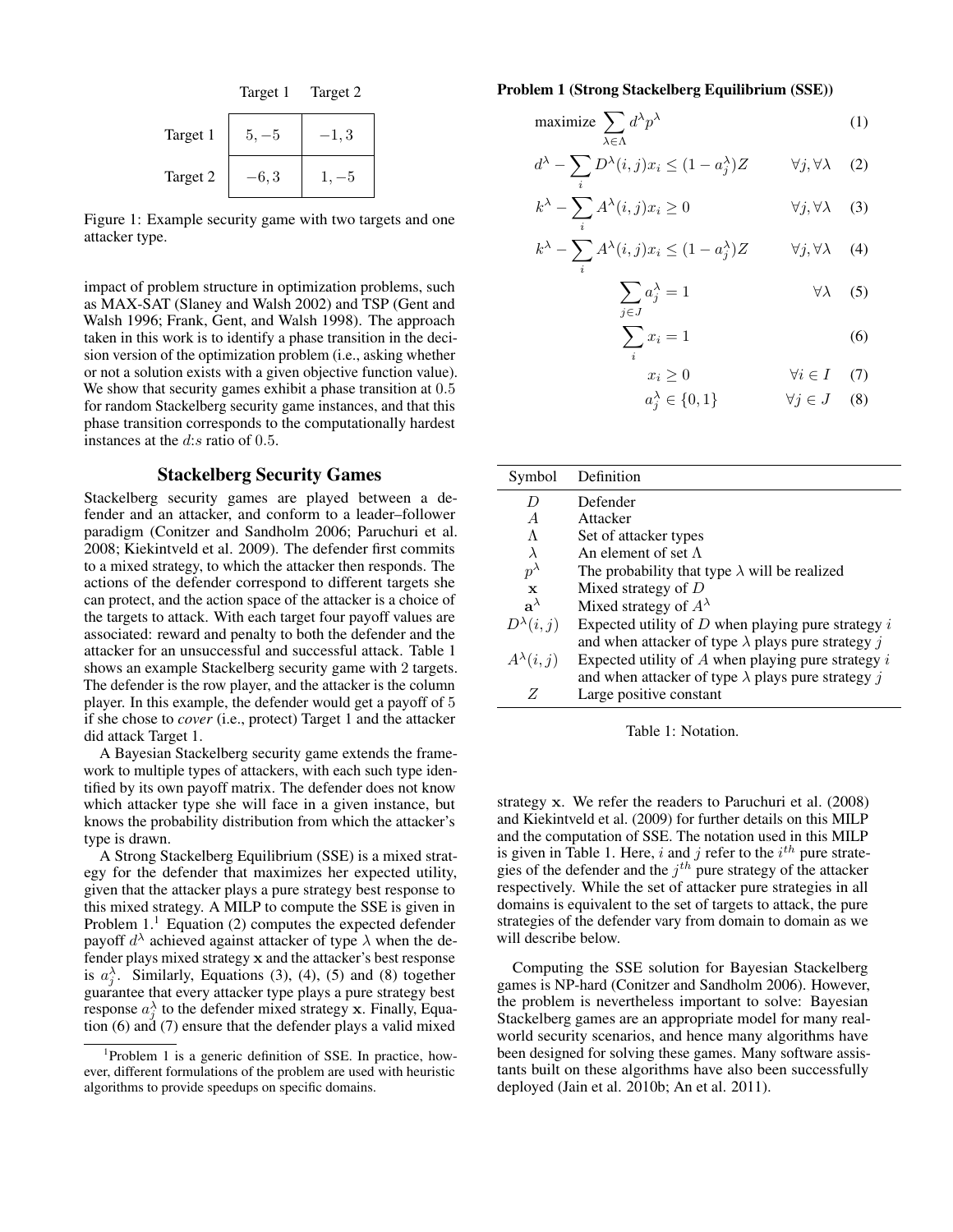|  | Target 1 | Target 2 |
|---|---|---|
| Target 1 | $5, -5$ | $-1, 3$ |
| Target 2 | $-6, 3$ | $1, -5$ |

Figure 1: Example security game with two targets and one attacker type.

impact of problem structure in optimization problems, such as MAX-SAT (Slaney and Walsh 2002) and TSP (Gent and Walsh 1996; Frank, Gent, and Walsh 1998). The approach taken in this work is to identify a phase transition in the decision version of the optimization problem (i.e., asking whether or not a solution exists with a given objective function value). We show that security games exhibit a phase transition at $0.5$ for random Stackelberg security game instances, and that this phase transition corresponds to the computationally hardest instances at the $d$:$s$ ratio of $0.5$.

## Stackelberg Security Games

Stackelberg security games are played between a defender and an attacker, and conform to a leader–follower paradigm (Conitzer and Sandholm 2006; Paruchuri et al. 2008; Kiekintveld et al. 2009). The defender first commits to a mixed strategy, to which the attacker then responds. The actions of the defender correspond to different targets she can protect, and the action space of the attacker is a choice of the targets to attack. With each target four payoff values are associated: reward and penalty to both the defender and the attacker for an unsuccessful and successful attack. Table 1 shows an example Stackelberg security game with 2 targets. The defender is the row player, and the attacker is the column player. In this example, the defender would get a payoff of 5 if she chose to *cover* (i.e., protect) Target 1 and the attacker did attack Target 1.

A Bayesian Stackelberg security game extends the framework to multiple types of attackers, with each such type identified by its own payoff matrix. The defender does not know which attacker type she will face in a given instance, but knows the probability distribution from which the attacker's type is drawn.

A Strong Stackelberg Equilibrium (SSE) is a mixed strategy for the defender that maximizes her expected utility, given that the attacker plays a pure strategy best response to this mixed strategy. A MILP to compute the SSE is given in Problem 1.[1] Equation (2) computes the expected defender payoff $d^\lambda$ achieved against attacker of type $\lambda$ when the defender plays mixed strategy $\mathbf{x}$ and the attacker's best response is $a_j^\lambda$. Similarly, Equations (3), (4), (5) and (8) together guarantee that every attacker type plays a pure strategy best response $a_j^\lambda$ to the defender mixed strategy $\mathbf{x}$. Finally, Equation (6) and (7) ensure that the defender plays a valid mixed strategy $\mathbf{x}$. We refer the readers to Paruchuri et al. (2008) and Kiekintveld et al. (2009) for further details on this MILP and the computation of SSE. The notation used in this MILP is given in Table 1. Here, $i$ and $j$ refer to the $i^{th}$ pure strategies of the defender and the $j^{th}$ pure strategy of the attacker respectively. While the set of attacker pure strategies in all domains is equivalent to the set of targets to attack, the pure strategies of the defender vary from domain to domain as we will describe below.

[1] Problem 1 is a generic definition of SSE. In practice, however, different formulations of the problem are used with heuristic algorithms to provide speedups on specific domains.

**Problem 1 (Strong Stackelberg Equilibrium (SSE))**

$$\text{maximize} \sum_{\lambda \in \Lambda} d^\lambda p^\lambda \quad (1)$$

$$d^\lambda - \sum_i D^\lambda(i,j) x_i \leq (1 - a_j^\lambda) Z \qquad \forall j, \forall \lambda \quad (2)$$

$$k^\lambda - \sum_i A^\lambda(i,j) x_i \geq 0 \qquad \forall j, \forall \lambda \quad (3)$$

$$k^\lambda - \sum_i A^\lambda(i,j) x_i \leq (1 - a_j^\lambda) Z \qquad \forall j, \forall \lambda \quad (4)$$

$$\sum_{j \in J} a_j^\lambda = 1 \qquad \forall \lambda \quad (5)$$

$$\sum_i x_i = 1 \quad (6)$$

$$x_i \geq 0 \qquad \forall i \in I \quad (7)$$

$$a_j^\lambda \in \{0, 1\} \qquad \forall j \in J \quad (8)$$

| Symbol | Definition |
|---|---|
| $D$ | Defender |
| $A$ | Attacker |
| $\Lambda$ | Set of attacker types |
| $\lambda$ | An element of set $\Lambda$ |
| $p^\lambda$ | The probability that type $\lambda$ will be realized |
| $\mathbf{x}$ | Mixed strategy of $D$ |
| $\mathbf{a}^\lambda$ | Mixed strategy of $A^\lambda$ |
| $D^\lambda(i,j)$ | Expected utility of $D$ when playing pure strategy $i$ and when attacker of type $\lambda$ plays pure strategy $j$ |
| $A^\lambda(i,j)$ | Expected utility of $A$ when playing pure strategy $i$ and when attacker of type $\lambda$ plays pure strategy $j$ |
| $Z$ | Large positive constant |

Table 1: Notation.

Computing the SSE solution for Bayesian Stackelberg games is NP-hard (Conitzer and Sandholm 2006). However, the problem is nevertheless important to solve: Bayesian Stackelberg games are an appropriate model for many real-world security scenarios, and hence many algorithms have been designed for solving these games. Many software assistants built on these algorithms have also been successfully deployed (Jain et al. 2010b; An et al. 2011).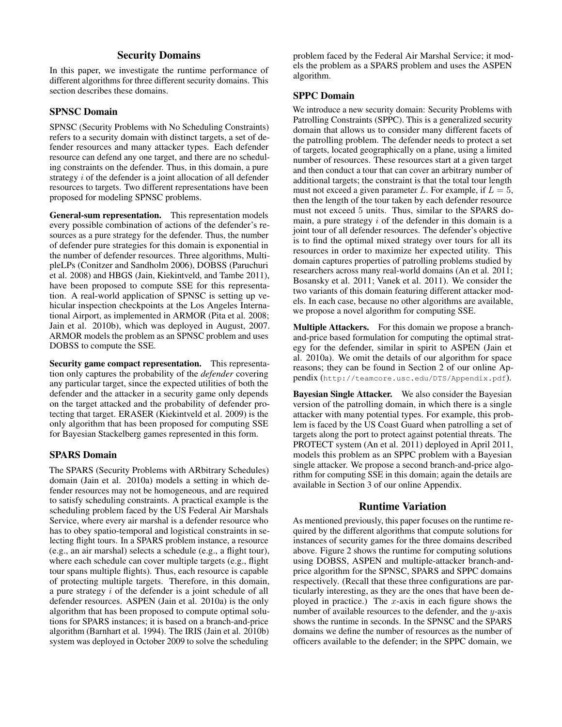## Security Domains

In this paper, we investigate the runtime performance of different algorithms for three different security domains. This section describes these domains.

### SPNSC Domain

SPNSC (Security Problems with No Scheduling Constraints) refers to a security domain with distinct targets, a set of defender resources and many attacker types. Each defender resource can defend any one target, and there are no scheduling constraints on the defender. Thus, in this domain, a pure strategy $i$ of the defender is a joint allocation of all defender resources to targets. Two different representations have been proposed for modeling SPNSC problems.

**General-sum representation.** This representation models every possible combination of actions of the defender's resources as a pure strategy for the defender. Thus, the number of defender pure strategies for this domain is exponential in the number of defender resources. Three algorithms, MultipleLPs (Conitzer and Sandholm 2006), DOBSS (Paruchuri et al. 2008) and HBGS (Jain, Kiekintveld, and Tambe 2011), have been proposed to compute SSE for this representation. A real-world application of SPNSC is setting up vehicular inspection checkpoints at the Los Angeles International Airport, as implemented in ARMOR (Pita et al. 2008; Jain et al. 2010b), which was deployed in August, 2007. ARMOR models the problem as an SPNSC problem and uses DOBSS to compute the SSE.

**Security game compact representation.** This representation only captures the probability of the *defender* covering any particular target, since the expected utilities of both the defender and the attacker in a security game only depends on the target attacked and the probability of defender protecting that target. ERASER (Kiekintveld et al. 2009) is the only algorithm that has been proposed for computing SSE for Bayesian Stackelberg games represented in this form.

### SPARS Domain

The SPARS (Security Problems with ARbitrary Schedules) domain (Jain et al. 2010a) models a setting in which defender resources may not be homogeneous, and are required to satisfy scheduling constraints. A practical example is the scheduling problem faced by the US Federal Air Marshals Service, where every air marshal is a defender resource who has to obey spatio-temporal and logistical constraints in selecting flight tours. In a SPARS problem instance, a resource (e.g., an air marshal) selects a schedule (e.g., a flight tour), where each schedule can cover multiple targets (e.g., flight tour spans multiple flights). Thus, each resource is capable of protecting multiple targets. Therefore, in this domain, a pure strategy $i$ of the defender is a joint schedule of all defender resources. ASPEN (Jain et al. 2010a) is the only algorithm that has been proposed to compute optimal solutions for SPARS instances; it is based on a branch-and-price algorithm (Barnhart et al. 1994). The IRIS (Jain et al. 2010b) system was deployed in October 2009 to solve the scheduling problem faced by the Federal Air Marshal Service; it models the problem as a SPARS problem and uses the ASPEN algorithm.

### SPPC Domain

We introduce a new security domain: Security Problems with Patrolling Constraints (SPPC). This is a generalized security domain that allows us to consider many different facets of the patrolling problem. The defender needs to protect a set of targets, located geographically on a plane, using a limited number of resources. These resources start at a given target and then conduct a tour that can cover an arbitrary number of additional targets; the constraint is that the total tour length must not exceed a given parameter $L$. For example, if $L = 5$, then the length of the tour taken by each defender resource must not exceed 5 units. Thus, similar to the SPARS domain, a pure strategy $i$ of the defender in this domain is a joint tour of all defender resources. The defender's objective is to find the optimal mixed strategy over tours for all its resources in order to maximize her expected utility. This domain captures properties of patrolling problems studied by researchers across many real-world domains (An et al. 2011; Bosansky et al. 2011; Vanek et al. 2011). We consider the two variants of this domain featuring different attacker models. In each case, because no other algorithms are available, we propose a novel algorithm for computing SSE.

**Multiple Attackers.** For this domain we propose a branch-and-price based formulation for computing the optimal strategy for the defender, similar in spirit to ASPEN (Jain et al. 2010a). We omit the details of our algorithm for space reasons; they can be found in Section 2 of our online Appendix (`http://teamcore.usc.edu/DTS/Appendix.pdf`).

**Bayesian Single Attacker.** We also consider the Bayesian version of the patrolling domain, in which there is a single attacker with many potential types. For example, this problem is faced by the US Coast Guard when patrolling a set of targets along the port to protect against potential threats. The PROTECT system (An et al. 2011) deployed in April 2011, models this problem as an SPPC problem with a Bayesian single attacker. We propose a second branch-and-price algorithm for computing SSE in this domain; again the details are available in Section 3 of our online Appendix.

## Runtime Variation

As mentioned previously, this paper focuses on the runtime required by the different algorithms that compute solutions for instances of security games for the three domains described above. Figure 2 shows the runtime for computing solutions using DOBSS, ASPEN and multiple-attacker branch-and-price algorithm for the SPNSC, SPARS and SPPC domains respectively. (Recall that these three configurations are particularly interesting, as they are the ones that have been deployed in practice.) The $x$-axis in each figure shows the number of available resources to the defender, and the $y$-axis shows the runtime in seconds. In the SPNSC and the SPARS domains we define the number of resources as the number of officers available to the defender; in the SPPC domain, we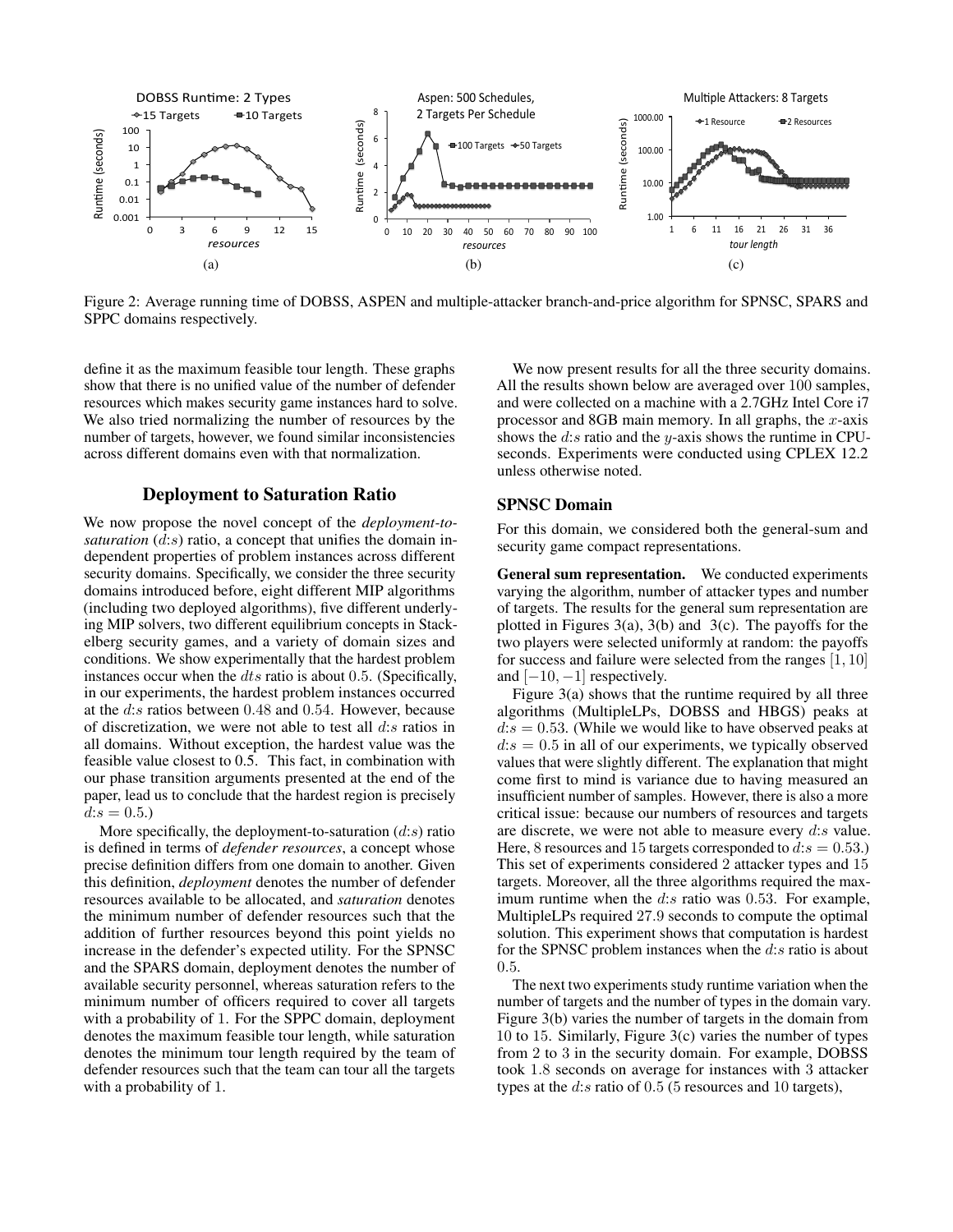Figure 2: Average running time of DOBSS, ASPEN and multiple-attacker branch-and-price algorithm for SPNSC, SPARS and SPPC domains respectively.

define it as the maximum feasible tour length. These graphs show that there is no unified value of the number of defender resources which makes security game instances hard to solve. We also tried normalizing the number of resources by the number of targets, however, we found similar inconsistencies across different domains even with that normalization.

## Deployment to Saturation Ratio

We now propose the novel concept of the *deployment-to-saturation* ($d$:$s$) ratio, a concept that unifies the domain independent properties of problem instances across different security domains. Specifically, we consider the three security domains introduced before, eight different MIP algorithms (including two deployed algorithms), five different underlying MIP solvers, two different equilibrium concepts in Stackelberg security games, and a variety of domain sizes and conditions. We show experimentally that the hardest problem instances occur when the $dts$ ratio is about 0.5. (Specifically, in our experiments, the hardest problem instances occurred at the $d$:$s$ ratios between 0.48 and 0.54. However, because of discretization, we were not able to test all $d$:$s$ ratios in all domains. Without exception, the hardest value was the feasible value closest to 0.5. This fact, in combination with our phase transition arguments presented at the end of the paper, lead us to conclude that the hardest region is precisely $d$:$s = 0.5$.)

More specifically, the deployment-to-saturation ($d$:$s$) ratio is defined in terms of *defender resources*, a concept whose precise definition differs from one domain to another. Given this definition, *deployment* denotes the number of defender resources available to be allocated, and *saturation* denotes the minimum number of defender resources such that the addition of further resources beyond this point yields no increase in the defender's expected utility. For the SPNSC and the SPARS domain, deployment denotes the number of available security personnel, whereas saturation refers to the minimum number of officers required to cover all targets with a probability of 1. For the SPPC domain, deployment denotes the maximum feasible tour length, while saturation denotes the minimum tour length required by the team of defender resources such that the team can tour all the targets with a probability of 1.

We now present results for all the three security domains. All the results shown below are averaged over 100 samples, and were collected on a machine with a 2.7GHz Intel Core i7 processor and 8GB main memory. In all graphs, the $x$-axis shows the $d$:$s$ ratio and the $y$-axis shows the runtime in CPU-seconds. Experiments were conducted using CPLEX 12.2 unless otherwise noted.

### SPNSC Domain

For this domain, we considered both the general-sum and security game compact representations.

**General sum representation.** We conducted experiments varying the algorithm, number of attacker types and number of targets. The results for the general sum representation are plotted in Figures 3(a), 3(b) and 3(c). The payoffs for the two players were selected uniformly at random: the payoffs for success and failure were selected from the ranges $[1, 10]$ and $[-10, -1]$ respectively.

Figure 3(a) shows that the runtime required by all three algorithms (MultipleLPs, DOBSS and HBGS) peaks at $d$:$s = 0.53$. (While we would like to have observed peaks at $d$:$s = 0.5$ in all of our experiments, we typically observed values that were slightly different. The explanation that might come first to mind is variance due to having measured an insufficient number of samples. However, there is also a more critical issue: because our numbers of resources and targets are discrete, we were not able to measure every $d$:$s$ value. Here, 8 resources and 15 targets corresponded to $d$:$s = 0.53$.) This set of experiments considered 2 attacker types and 15 targets. Moreover, all the three algorithms required the maximum runtime when the $d$:$s$ ratio was 0.53. For example, MultipleLPs required 27.9 seconds to compute the optimal solution. This experiment shows that computation is hardest for the SPNSC problem instances when the $d$:$s$ ratio is about 0.5.

The next two experiments study runtime variation when the number of targets and the number of types in the domain vary. Figure 3(b) varies the number of targets in the domain from 10 to 15. Similarly, Figure 3(c) varies the number of types from 2 to 3 in the security domain. For example, DOBSS took 1.8 seconds on average for instances with 3 attacker types at the $d$:$s$ ratio of 0.5 (5 resources and 10 targets),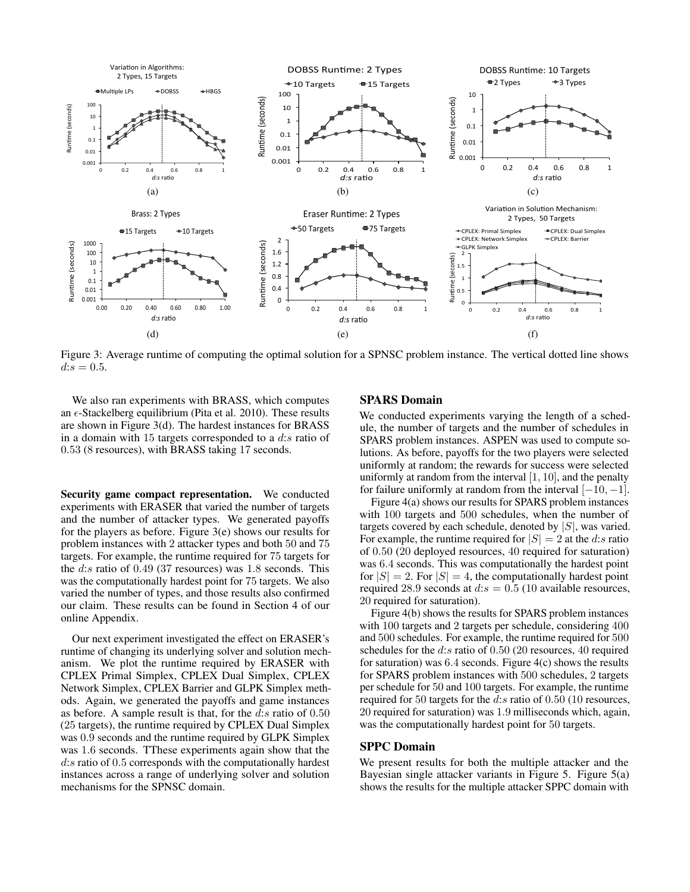Figure 3: Average runtime of computing the optimal solution for a SPNSC problem instance. The vertical dotted line shows $d{:}s = 0.5$.

We also ran experiments with BRASS, which computes an $\epsilon$-Stackelberg equilibrium (Pita et al. 2010). These results are shown in Figure 3(d). The hardest instances for BRASS in a domain with 15 targets corresponded to a $d{:}s$ ratio of 0.53 (8 resources), with BRASS taking 17 seconds.

**Security game compact representation.** We conducted experiments with ERASER that varied the number of targets and the number of attacker types. We generated payoffs for the players as before. Figure 3(e) shows our results for problem instances with 2 attacker types and both 50 and 75 targets. For example, the runtime required for 75 targets for the $d{:}s$ ratio of 0.49 (37 resources) was 1.8 seconds. This was the computationally hardest point for 75 targets. We also varied the number of types, and those results also confirmed our claim. These results can be found in Section 4 of our online Appendix.

Our next experiment investigated the effect on ERASER's runtime of changing its underlying solver and solution mechanism. We plot the runtime required by ERASER with CPLEX Primal Simplex, CPLEX Dual Simplex, CPLEX Network Simplex, CPLEX Barrier and GLPK Simplex methods. Again, we generated the payoffs and game instances as before. A sample result is that, for the $d{:}s$ ratio of 0.50 (25 targets), the runtime required by CPLEX Dual Simplex was 0.9 seconds and the runtime required by GLPK Simplex was 1.6 seconds. TThese experiments again show that the $d{:}s$ ratio of 0.5 corresponds with the computationally hardest instances across a range of underlying solver and solution mechanisms for the SPNSC domain.

## SPARS Domain

We conducted experiments varying the length of a schedule, the number of targets and the number of schedules in SPARS problem instances. ASPEN was used to compute solutions. As before, payoffs for the two players were selected uniformly at random; the rewards for success were selected uniformly at random from the interval $[1, 10]$, and the penalty for failure uniformly at random from the interval $[-10, -1]$.

Figure 4(a) shows our results for SPARS problem instances with 100 targets and 500 schedules, when the number of targets covered by each schedule, denoted by $|S|$, was varied. For example, the runtime required for $|S| = 2$ at the $d{:}s$ ratio of 0.50 (20 deployed resources, 40 required for saturation) was 6.4 seconds. This was computationally the hardest point for $|S| = 2$. For $|S| = 4$, the computationally hardest point required 28.9 seconds at $d{:}s = 0.5$ (10 available resources, 20 required for saturation).

Figure 4(b) shows the results for SPARS problem instances with 100 targets and 2 targets per schedule, considering 400 and 500 schedules. For example, the runtime required for 500 schedules for the $d{:}s$ ratio of 0.50 (20 resources, 40 required for saturation) was 6.4 seconds. Figure 4(c) shows the results for SPARS problem instances with 500 schedules, 2 targets per schedule for 50 and 100 targets. For example, the runtime required for 50 targets for the $d{:}s$ ratio of 0.50 (10 resources, 20 required for saturation) was 1.9 milliseconds which, again, was the computationally hardest point for 50 targets.

## SPPC Domain

We present results for both the multiple attacker and the Bayesian single attacker variants in Figure 5. Figure 5(a) shows the results for the multiple attacker SPPC domain with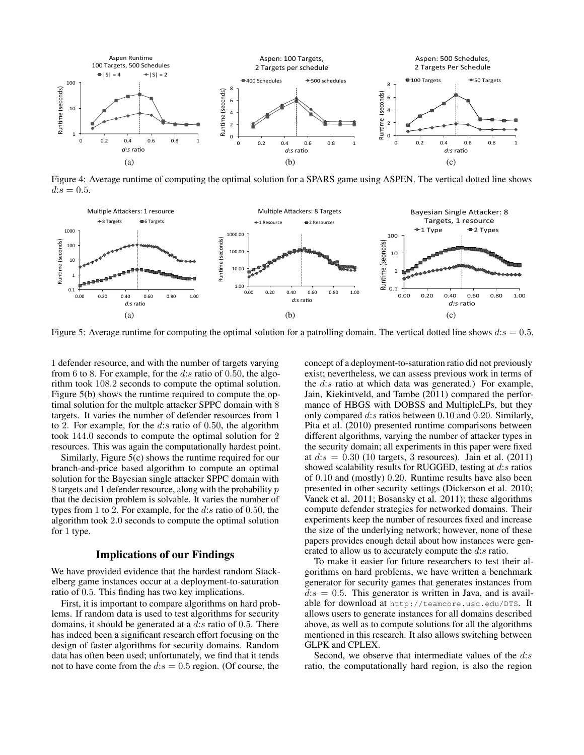Figure 4: Average runtime of computing the optimal solution for a SPARS game using ASPEN. The vertical dotted line shows $d$:$s = 0.5$.

Figure 5: Average runtime for computing the optimal solution for a patrolling domain. The vertical dotted line shows $d$:$s = 0.5$.

1 defender resource, and with the number of targets varying from 6 to 8. For example, for the $d$:$s$ ratio of 0.50, the algorithm took 108.2 seconds to compute the optimal solution. Figure 5(b) shows the runtime required to compute the optimal solution for the multple attacker SPPC domain with 8 targets. It varies the number of defender resources from 1 to 2. For example, for the $d$:$s$ ratio of 0.50, the algorithm took 144.0 seconds to compute the optimal solution for 2 resources. This was again the computationally hardest point.

Similarly, Figure 5(c) shows the runtime required for our branch-and-price based algorithm to compute an optimal solution for the Bayesian single attacker SPPC domain with 8 targets and 1 defender resource, along with the probability $p$ that the decision problem is solvable. It varies the number of types from 1 to 2. For example, for the $d$:$s$ ratio of 0.50, the algorithm took 2.0 seconds to compute the optimal solution for 1 type.

## Implications of our Findings

We have provided evidence that the hardest random Stackelberg game instances occur at a deployment-to-saturation ratio of 0.5. This finding has two key implications.

First, it is important to compare algorithms on hard problems. If random data is used to test algorithms for security domains, it should be generated at a $d$:$s$ ratio of 0.5. There has indeed been a significant research effort focusing on the design of faster algorithms for security domains. Random data has often been used; unfortunately, we find that it tends not to have come from the $d$:$s = 0.5$ region. (Of course, the concept of a deployment-to-saturation ratio did not previously exist; nevertheless, we can assess previous work in terms of the $d$:$s$ ratio at which data was generated.) For example, Jain, Kiekintveld, and Tambe (2011) compared the performance of HBGS with DOBSS and MultipleLPs, but they only compared $d$:$s$ ratios between 0.10 and 0.20. Similarly, Pita et al. (2010) presented runtime comparisons between different algorithms, varying the number of attacker types in the security domain; all experiments in this paper were fixed at $d$:$s = 0.30$ (10 targets, 3 resources). Jain et al. (2011) showed scalability results for RUGGED, testing at $d$:$s$ ratios of 0.10 and (mostly) 0.20. Runtime results have also been presented in other security settings (Dickerson et al. 2010; Vanek et al. 2011; Bosansky et al. 2011); these algorithms compute defender strategies for networked domains. Their experiments keep the number of resources fixed and increase the size of the underlying network; however, none of these papers provides enough detail about how instances were generated to allow us to accurately compute the $d$:$s$ ratio.

To make it easier for future researchers to test their algorithms on hard problems, we have written a benchmark generator for security games that generates instances from $d$:$s = 0.5$. This generator is written in Java, and is available for download at `http://teamcore.usc.edu/DTS`. It allows users to generate instances for all domains described above, as well as to compute solutions for all the algorithms mentioned in this research. It also allows switching between GLPK and CPLEX.

Second, we observe that intermediate values of the $d$:$s$ ratio, the computationally hard region, is also the region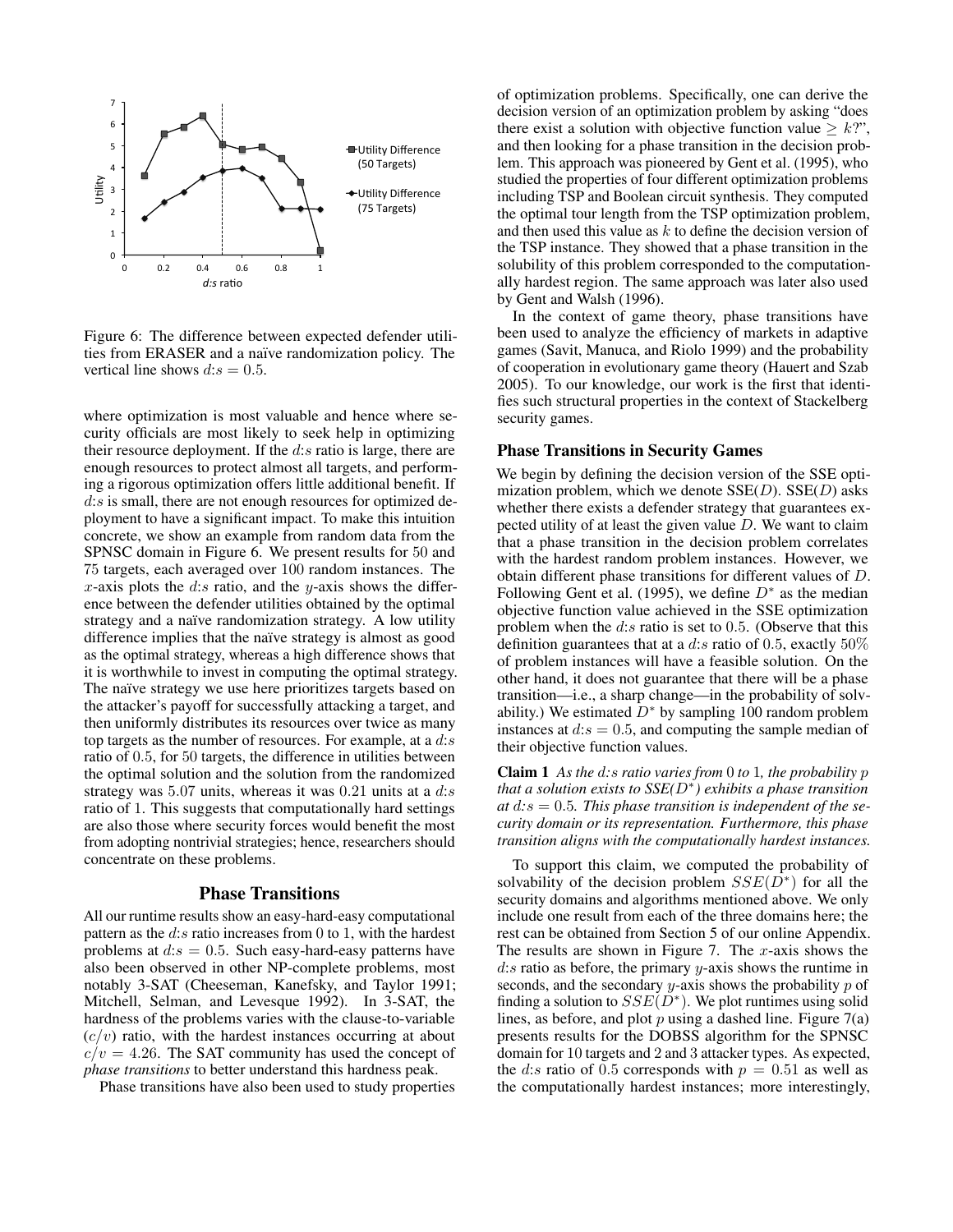Figure 6: The difference between expected defender utilities from ERASER and a naïve randomization policy. The vertical line shows $d{:}s = 0.5$.

where optimization is most valuable and hence where security officials are most likely to seek help in optimizing their resource deployment. If the $d{:}s$ ratio is large, there are enough resources to protect almost all targets, and performing a rigorous optimization offers little additional benefit. If $d{:}s$ is small, there are not enough resources for optimized deployment to have a significant impact. To make this intuition concrete, we show an example from random data from the SPNSC domain in Figure 6. We present results for 50 and 75 targets, each averaged over 100 random instances. The $x$-axis plots the $d{:}s$ ratio, and the $y$-axis shows the difference between the defender utilities obtained by the optimal strategy and a naïve randomization strategy. A low utility difference implies that the naïve strategy is almost as good as the optimal strategy, whereas a high difference shows that it is worthwhile to invest in computing the optimal strategy. The naïve strategy we use here prioritizes targets based on the attacker's payoff for successfully attacking a target, and then uniformly distributes its resources over twice as many top targets as the number of resources. For example, at a $d{:}s$ ratio of 0.5, for 50 targets, the difference in utilities between the optimal solution and the solution from the randomized strategy was 5.07 units, whereas it was 0.21 units at a $d{:}s$ ratio of 1. This suggests that computationally hard settings are also those where security forces would benefit the most from adopting nontrivial strategies; hence, researchers should concentrate on these problems.

## Phase Transitions

All our runtime results show an easy-hard-easy computational pattern as the $d{:}s$ ratio increases from 0 to 1, with the hardest problems at $d{:}s = 0.5$. Such easy-hard-easy patterns have also been observed in other NP-complete problems, most notably 3-SAT (Cheeseman, Kanefsky, and Taylor 1991; Mitchell, Selman, and Levesque 1992). In 3-SAT, the hardness of the problems varies with the clause-to-variable ($c/v$) ratio, with the hardest instances occurring at about $c/v = 4.26$. The SAT community has used the concept of *phase transitions* to better understand this hardness peak.

Phase transitions have also been used to study properties of optimization problems. Specifically, one can derive the decision version of an optimization problem by asking "does there exist a solution with objective function value $\geq k$?", and then looking for a phase transition in the decision problem. This approach was pioneered by Gent et al. (1995), who studied the properties of four different optimization problems including TSP and Boolean circuit synthesis. They computed the optimal tour length from the TSP optimization problem, and then used this value as $k$ to define the decision version of the TSP instance. They showed that a phase transition in the solubility of this problem corresponded to the computationally hardest region. The same approach was later also used by Gent and Walsh (1996).

In the context of game theory, phase transitions have been used to analyze the efficiency of markets in adaptive games (Savit, Manuca, and Riolo 1999) and the probability of cooperation in evolutionary game theory (Hauert and Szab 2005). To our knowledge, our work is the first that identifies such structural properties in the context of Stackelberg security games.

### Phase Transitions in Security Games

We begin by defining the decision version of the SSE optimization problem, which we denote SSE($D$). SSE($D$) asks whether there exists a defender strategy that guarantees expected utility of at least the given value $D$. We want to claim that a phase transition in the decision problem correlates with the hardest random problem instances. However, we obtain different phase transitions for different values of $D$. Following Gent et al. (1995), we define $D^*$ as the median objective function value achieved in the SSE optimization problem when the $d{:}s$ ratio is set to 0.5. (Observe that this definition guarantees that at a $d{:}s$ ratio of 0.5, exactly 50% of problem instances will have a feasible solution. On the other hand, it does not guarantee that there will be a phase transition—i.e., a sharp change—in the probability of solvability.) We estimated $D^*$ by sampling 100 random problem instances at $d{:}s = 0.5$, and computing the sample median of their objective function values.

**Claim 1** *As the $d{:}s$ ratio varies from 0 to 1, the probability $p$ that a solution exists to SSE($D^*$) exhibits a phase transition at $d{:}s = 0.5$. This phase transition is independent of the security domain or its representation. Furthermore, this phase transition aligns with the computationally hardest instances.*

To support this claim, we computed the probability of solvability of the decision problem $SSE(D^*)$ for all the security domains and algorithms mentioned above. We only include one result from each of the three domains here; the rest can be obtained from Section 5 of our online Appendix. The results are shown in Figure 7. The $x$-axis shows the $d{:}s$ ratio as before, the primary $y$-axis shows the runtime in seconds, and the secondary $y$-axis shows the probability $p$ of finding a solution to $SSE(D^*)$. We plot runtimes using solid lines, as before, and plot $p$ using a dashed line. Figure 7(a) presents results for the DOBSS algorithm for the SPNSC domain for 10 targets and 2 and 3 attacker types. As expected, the $d{:}s$ ratio of 0.5 corresponds with $p = 0.51$ as well as the computationally hardest instances; more interestingly,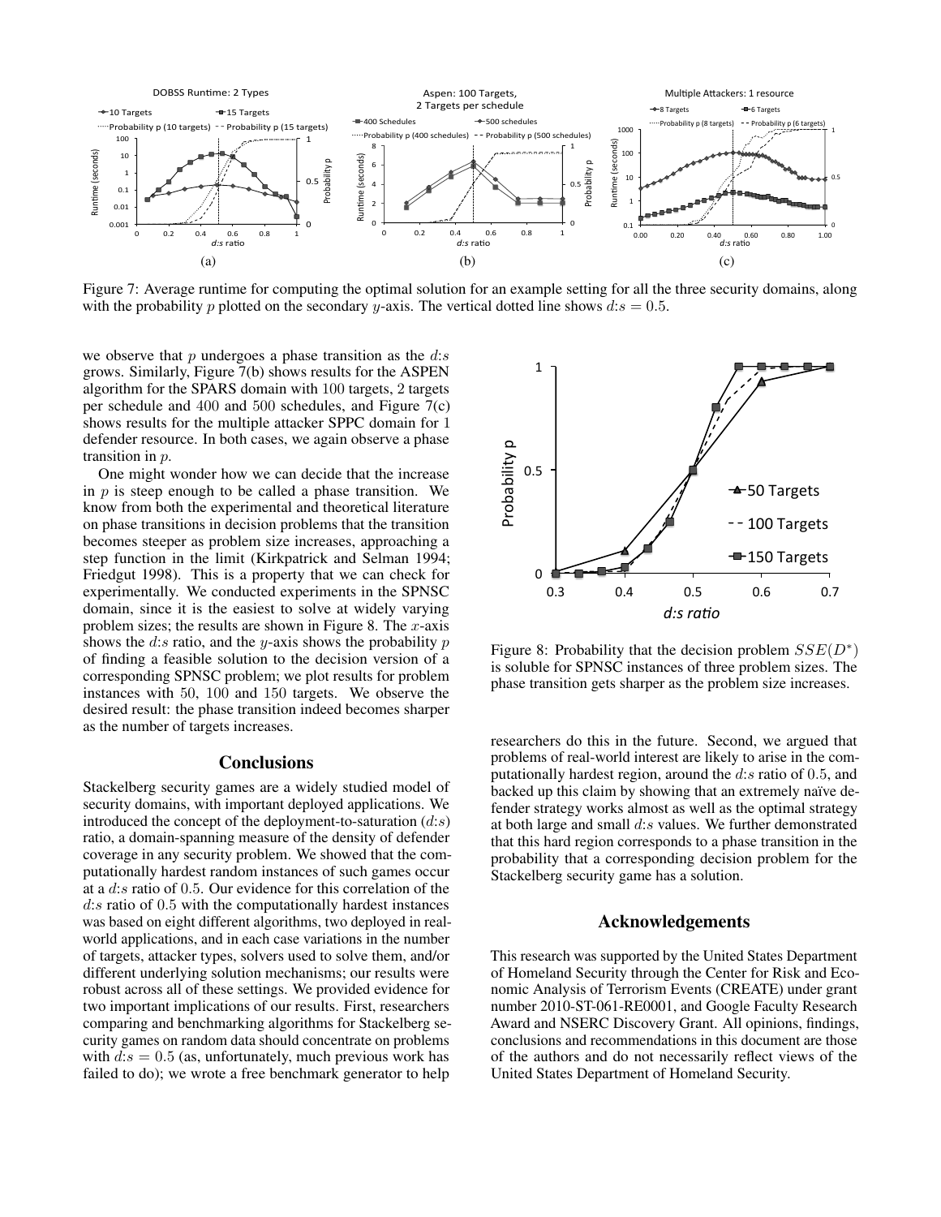Figure 7: Average runtime for computing the optimal solution for an example setting for all the three security domains, along with the probability $p$ plotted on the secondary $y$-axis. The vertical dotted line shows $d{:}s = 0.5$.

we observe that $p$ undergoes a phase transition as the $d{:}s$ grows. Similarly, Figure 7(b) shows results for the ASPEN algorithm for the SPARS domain with 100 targets, 2 targets per schedule and 400 and 500 schedules, and Figure 7(c) shows results for the multiple attacker SPPC domain for 1 defender resource. In both cases, we again observe a phase transition in $p$.

One might wonder how we can decide that the increase in $p$ is steep enough to be called a phase transition. We know from both the experimental and theoretical literature on phase transitions in decision problems that the transition becomes steeper as problem size increases, approaching a step function in the limit (Kirkpatrick and Selman 1994; Friedgut 1998). This is a property that we can check for experimentally. We conducted experiments in the SPNSC domain, since it is the easiest to solve at widely varying problem sizes; the results are shown in Figure 8. The $x$-axis shows the $d{:}s$ ratio, and the $y$-axis shows the probability $p$ of finding a feasible solution to the decision version of a corresponding SPNSC problem; we plot results for problem instances with 50, 100 and 150 targets. We observe the desired result: the phase transition indeed becomes sharper as the number of targets increases.

Figure 8: Probability that the decision problem $SSE(D^*)$ is soluble for SPNSC instances of three problem sizes. The phase transition gets sharper as the problem size increases.

## Conclusions

Stackelberg security games are a widely studied model of security domains, with important deployed applications. We introduced the concept of the deployment-to-saturation ($d{:}s$) ratio, a domain-spanning measure of the density of defender coverage in any security problem. We showed that the computationally hardest random instances of such games occur at a $d{:}s$ ratio of 0.5. Our evidence for this correlation of the $d{:}s$ ratio of 0.5 with the computationally hardest instances was based on eight different algorithms, two deployed in real-world applications, and in each case variations in the number of targets, attacker types, solvers used to solve them, and/or different underlying solution mechanisms; our results were robust across all of these settings. We provided evidence for two important implications of our results. First, researchers comparing and benchmarking algorithms for Stackelberg security games on random data should concentrate on problems with $d{:}s = 0.5$ (as, unfortunately, much previous work has failed to do); we wrote a free benchmark generator to help researchers do this in the future. Second, we argued that problems of real-world interest are likely to arise in the computationally hardest region, around the $d{:}s$ ratio of 0.5, and backed up this claim by showing that an extremely naïve defender strategy works almost as well as the optimal strategy at both large and small $d{:}s$ values. We further demonstrated that this hard region corresponds to a phase transition in the probability that a corresponding decision problem for the Stackelberg security game has a solution.

## Acknowledgements

This research was supported by the United States Department of Homeland Security through the Center for Risk and Economic Analysis of Terrorism Events (CREATE) under grant number 2010-ST-061-RE0001, and Google Faculty Research Award and NSERC Discovery Grant. All opinions, findings, conclusions and recommendations in this document are those of the authors and do not necessarily reflect views of the United States Department of Homeland Security.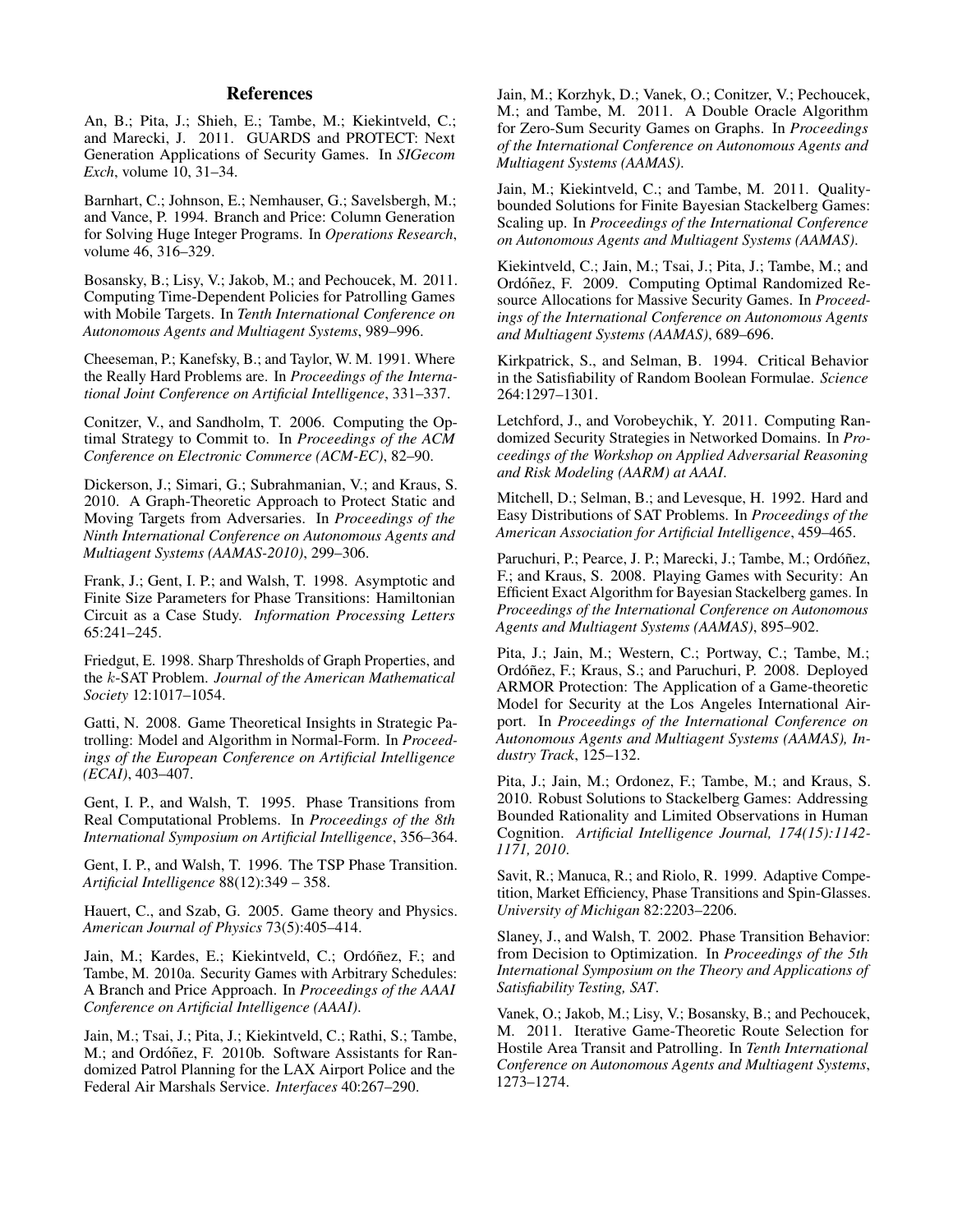## References

An, B.; Pita, J.; Shieh, E.; Tambe, M.; Kiekintveld, C.; and Marecki, J. 2011. GUARDS and PROTECT: Next Generation Applications of Security Games. In *SIGecom Exch*, volume 10, 31–34.

Barnhart, C.; Johnson, E.; Nemhauser, G.; Savelsbergh, M.; and Vance, P. 1994. Branch and Price: Column Generation for Solving Huge Integer Programs. In *Operations Research*, volume 46, 316–329.

Bosansky, B.; Lisy, V.; Jakob, M.; and Pechoucek, M. 2011. Computing Time-Dependent Policies for Patrolling Games with Mobile Targets. In *Tenth International Conference on Autonomous Agents and Multiagent Systems*, 989–996.

Cheeseman, P.; Kanefsky, B.; and Taylor, W. M. 1991. Where the Really Hard Problems are. In *Proceedings of the International Joint Conference on Artificial Intelligence*, 331–337.

Conitzer, V., and Sandholm, T. 2006. Computing the Optimal Strategy to Commit to. In *Proceedings of the ACM Conference on Electronic Commerce (ACM-EC)*, 82–90.

Dickerson, J.; Simari, G.; Subrahmanian, V.; and Kraus, S. 2010. A Graph-Theoretic Approach to Protect Static and Moving Targets from Adversaries. In *Proceedings of the Ninth International Conference on Autonomous Agents and Multiagent Systems (AAMAS-2010)*, 299–306.

Frank, J.; Gent, I. P.; and Walsh, T. 1998. Asymptotic and Finite Size Parameters for Phase Transitions: Hamiltonian Circuit as a Case Study. *Information Processing Letters* 65:241–245.

Friedgut, E. 1998. Sharp Thresholds of Graph Properties, and the $k$-SAT Problem. *Journal of the American Mathematical Society* 12:1017–1054.

Gatti, N. 2008. Game Theoretical Insights in Strategic Patrolling: Model and Algorithm in Normal-Form. In *Proceedings of the European Conference on Artificial Intelligence (ECAI)*, 403–407.

Gent, I. P., and Walsh, T. 1995. Phase Transitions from Real Computational Problems. In *Proceedings of the 8th International Symposium on Artificial Intelligence*, 356–364.

Gent, I. P., and Walsh, T. 1996. The TSP Phase Transition. *Artificial Intelligence* 88(12):349 – 358.

Hauert, C., and Szab, G. 2005. Game theory and Physics. *American Journal of Physics* 73(5):405–414.

Jain, M.; Kardes, E.; Kiekintveld, C.; Ordóñez, F.; and Tambe, M. 2010a. Security Games with Arbitrary Schedules: A Branch and Price Approach. In *Proceedings of the AAAI Conference on Artificial Intelligence (AAAI)*.

Jain, M.; Tsai, J.; Pita, J.; Kiekintveld, C.; Rathi, S.; Tambe, M.; and Ordóñez, F. 2010b. Software Assistants for Randomized Patrol Planning for the LAX Airport Police and the Federal Air Marshals Service. *Interfaces* 40:267–290.

Jain, M.; Korzhyk, D.; Vanek, O.; Conitzer, V.; Pechoucek, M.; and Tambe, M. 2011. A Double Oracle Algorithm for Zero-Sum Security Games on Graphs. In *Proceedings of the International Conference on Autonomous Agents and Multiagent Systems (AAMAS)*.

Jain, M.; Kiekintveld, C.; and Tambe, M. 2011. Quality-bounded Solutions for Finite Bayesian Stackelberg Games: Scaling up. In *Proceedings of the International Conference on Autonomous Agents and Multiagent Systems (AAMAS)*.

Kiekintveld, C.; Jain, M.; Tsai, J.; Pita, J.; Tambe, M.; and Ordóñez, F. 2009. Computing Optimal Randomized Resource Allocations for Massive Security Games. In *Proceedings of the International Conference on Autonomous Agents and Multiagent Systems (AAMAS)*, 689–696.

Kirkpatrick, S., and Selman, B. 1994. Critical Behavior in the Satisfiability of Random Boolean Formulae. *Science* 264:1297–1301.

Letchford, J., and Vorobeychik, Y. 2011. Computing Randomized Security Strategies in Networked Domains. In *Proceedings of the Workshop on Applied Adversarial Reasoning and Risk Modeling (AARM) at AAAI*.

Mitchell, D.; Selman, B.; and Levesque, H. 1992. Hard and Easy Distributions of SAT Problems. In *Proceedings of the American Association for Artificial Intelligence*, 459–465.

Paruchuri, P.; Pearce, J. P.; Marecki, J.; Tambe, M.; Ordóñez, F.; and Kraus, S. 2008. Playing Games with Security: An Efficient Exact Algorithm for Bayesian Stackelberg games. In *Proceedings of the International Conference on Autonomous Agents and Multiagent Systems (AAMAS)*, 895–902.

Pita, J.; Jain, M.; Western, C.; Portway, C.; Tambe, M.; Ordóñez, F.; Kraus, S.; and Paruchuri, P. 2008. Deployed ARMOR Protection: The Application of a Game-theoretic Model for Security at the Los Angeles International Airport. In *Proceedings of the International Conference on Autonomous Agents and Multiagent Systems (AAMAS), Industry Track*, 125–132.

Pita, J.; Jain, M.; Ordonez, F.; Tambe, M.; and Kraus, S. 2010. Robust Solutions to Stackelberg Games: Addressing Bounded Rationality and Limited Observations in Human Cognition. *Artificial Intelligence Journal, 174(15):1142-1171, 2010*.

Savit, R.; Manuca, R.; and Riolo, R. 1999. Adaptive Competition, Market Efficiency, Phase Transitions and Spin-Glasses. *University of Michigan* 82:2203–2206.

Slaney, J., and Walsh, T. 2002. Phase Transition Behavior: from Decision to Optimization. In *Proceedings of the 5th International Symposium on the Theory and Applications of Satisfiability Testing, SAT*.

Vanek, O.; Jakob, M.; Lisy, V.; Bosansky, B.; and Pechoucek, M. 2011. Iterative Game-Theoretic Route Selection for Hostile Area Transit and Patrolling. In *Tenth International Conference on Autonomous Agents and Multiagent Systems*, 1273–1274.